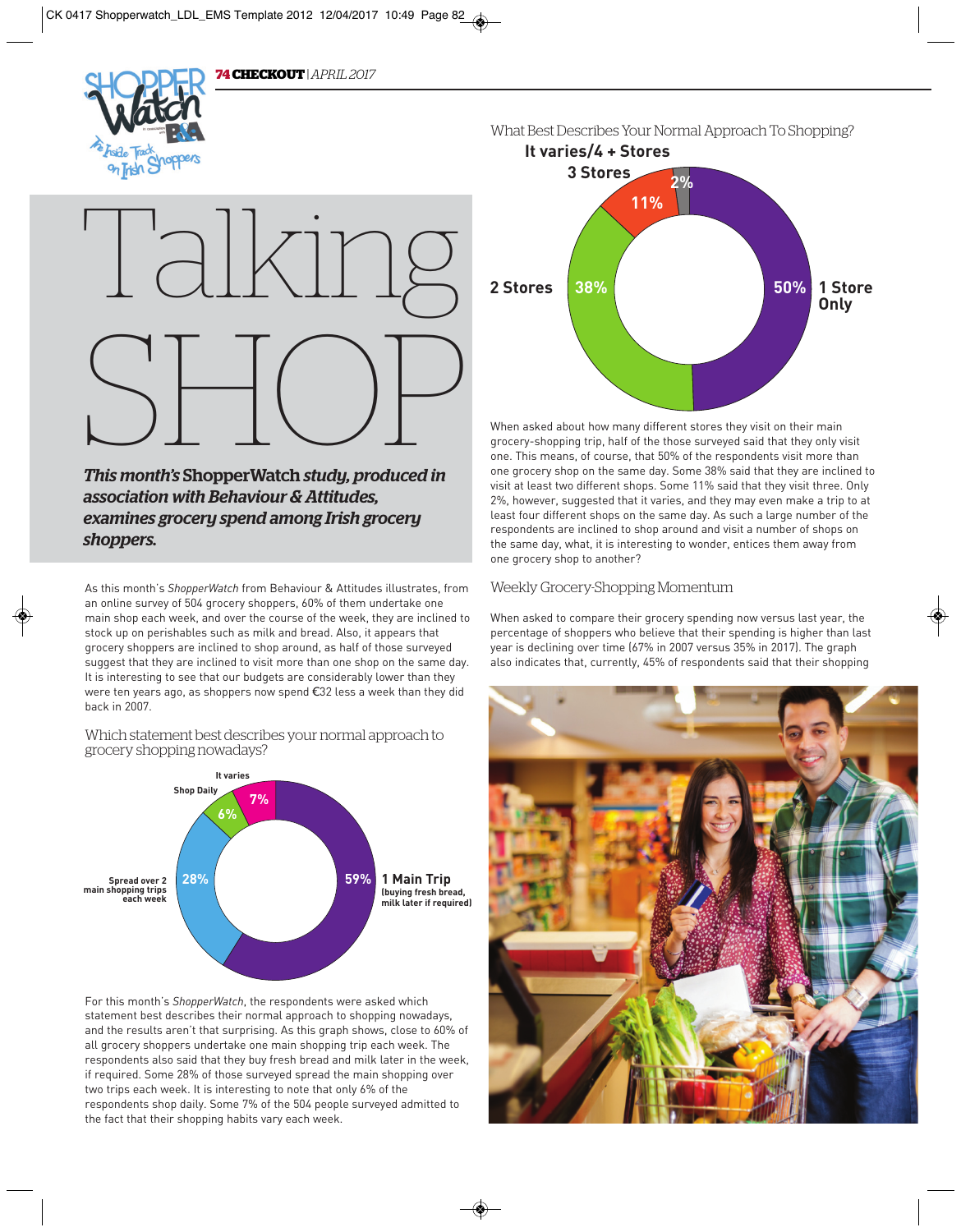# Talking SHOP

***This month's* ShopperWatch *study, produced in association with Behaviour & Attitudes, examines grocery spend among Irish grocery shoppers.***

As this month's *ShopperWatch* from Behaviour & Attitudes illustrates, from an online survey of 504 grocery shoppers, 60% of them undertake one main shop each week, and over the course of the week, they are inclined to stock up on perishables such as milk and bread. Also, it appears that grocery shoppers are inclined to shop around, as half of those surveyed suggest that they are inclined to visit more than one shop on the same day. It is interesting to see that our budgets are considerably lower than they were ten years ago, as shoppers now spend €32 less a week than they did back in 2007.

## Which statement best describes your normal approach to grocery shopping nowadays?

| Statement | % |
|---|---|
| 1 Main Trip (buying fresh bread, milk later if required) | 59% |
| Spread over 2 main shopping trips each week | 28% |
| Shop Daily | 6% |
| It varies | 7% |

For this month's *ShopperWatch*, the respondents were asked which statement best describes their normal approach to shopping nowadays, and the results aren't that surprising. As this graph shows, close to 60% of all grocery shoppers undertake one main shopping trip each week. The respondents also said that they buy fresh bread and milk later in the week, if required. Some 28% of those surveyed spread the main shopping over two trips each week. It is interesting to note that only 6% of the respondents shop daily. Some 7% of the 504 people surveyed admitted to the fact that their shopping habits vary each week.

## What Best Describes Your Normal Approach To Shopping?

| Response | % |
|---|---|
| 1 Store Only | 50% |
| 2 Stores | 38% |
| 3 Stores | 11% |
| It varies/4 + Stores | 2% |

When asked about how many different stores they visit on their main grocery-shopping trip, half of the those surveyed said that they only visit one. This means, of course, that 50% of the respondents visit more than one grocery shop on the same day. Some 38% said that they are inclined to visit at least two different shops. Some 11% said that they visit three. Only 2%, however, suggested that it varies, and they may even make a trip to at least four different shops on the same day. As such a large number of the respondents are inclined to shop around and visit a number of shops on the same day, what, it is interesting to wonder, entices them away from one grocery shop to another?

## Weekly Grocery-Shopping Momentum

When asked to compare their grocery spending now versus last year, the percentage of shoppers who believe that their spending is higher than last year is declining over time (67% in 2007 versus 35% in 2017). The graph also indicates that, currently, 45% of respondents said that their shopping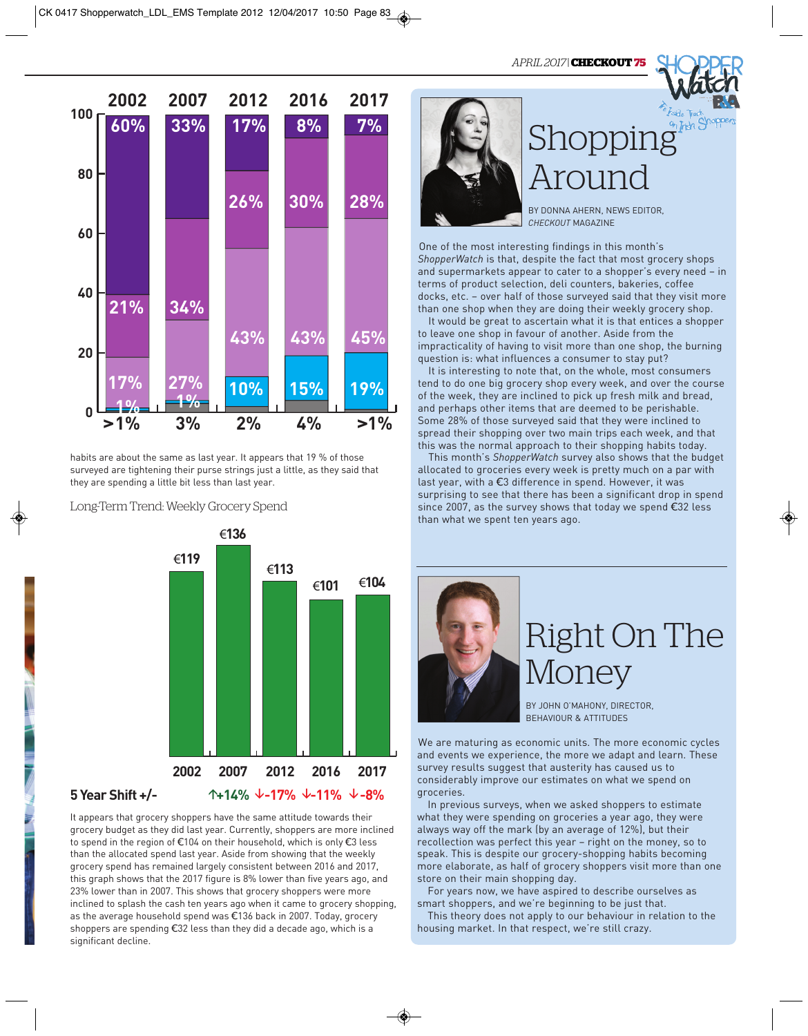2002 2007 2012 2016 2017

100
80
60
40
20
0

60% 33% 17% 8% 7%

26% 30% 28%

21% 34%

43% 43% 45%

17% 27%

10% 15% 19%

1% 1%

>1% 3% 2% 4% >1%

habits are about the same as last year. It appears that 19 % of those surveyed are tightening their purse strings just a little, as they said that they are spending a little bit less than last year.

Long-Term Trend: Weekly Grocery Spend

€119 €136 €113 €101 €104

2002 2007 2012 2016 2017

**5 Year Shift +/-** ↑+14% ↓-17% ↓-11% ↓-8%

It appears that grocery shoppers have the same attitude towards their grocery budget as they did last year. Currently, shoppers are more inclined to spend in the region of €104 on their household, which is only €3 less than the allocated spend last year. Aside from showing that the weekly grocery spend has remained largely consistent between 2016 and 2017, this graph shows that the 2017 figure is 8% lower than five years ago, and 23% lower than in 2007. This shows that grocery shoppers were more inclined to splash the cash ten years ago when it came to grocery shopping, as the average household spend was €136 back in 2007. Today, grocery shoppers are spending €32 less than they did a decade ago, which is a significant decline.

# Shopping Around

BY DONNA AHERN, NEWS EDITOR, *CHECKOUT* MAGAZINE

One of the most interesting findings in this month's *ShopperWatch* is that, despite the fact that most grocery shops and supermarkets appear to cater to a shopper's every need – in terms of product selection, deli counters, bakeries, coffee docks, etc. – over half of those surveyed said that they visit more than one shop when they are doing their weekly grocery shop.

It would be great to ascertain what it is that entices a shopper to leave one shop in favour of another. Aside from the impracticality of having to visit more than one shop, the burning question is: what influences a consumer to stay put?

It is interesting to note that, on the whole, most consumers tend to do one big grocery shop every week, and over the course of the week, they are inclined to pick up fresh milk and bread, and perhaps other items that are deemed to be perishable. Some 28% of those surveyed said that they were inclined to spread their shopping over two main trips each week, and that this was the normal approach to their shopping habits today.

This month's *ShopperWatch* survey also shows that the budget allocated to groceries every week is pretty much on a par with last year, with a €3 difference in spend. However, it was surprising to see that there has been a significant drop in spend since 2007, as the survey shows that today we spend €32 less than what we spent ten years ago.

# Right On The Money

BY JOHN O'MAHONY, DIRECTOR, BEHAVIOUR & ATTITUDES

We are maturing as economic units. The more economic cycles and events we experience, the more we adapt and learn. These survey results suggest that austerity has caused us to considerably improve our estimates on what we spend on groceries.

In previous surveys, when we asked shoppers to estimate what they were spending on groceries a year ago, they were always way off the mark (by an average of 12%), but their recollection was perfect this year – right on the money, so to speak. This is despite our grocery-shopping habits becoming more elaborate, as half of grocery shoppers visit more than one store on their main shopping day.

For years now, we have aspired to describe ourselves as smart shoppers, and we're beginning to be just that.

This theory does not apply to our behaviour in relation to the housing market. In that respect, we're still crazy.